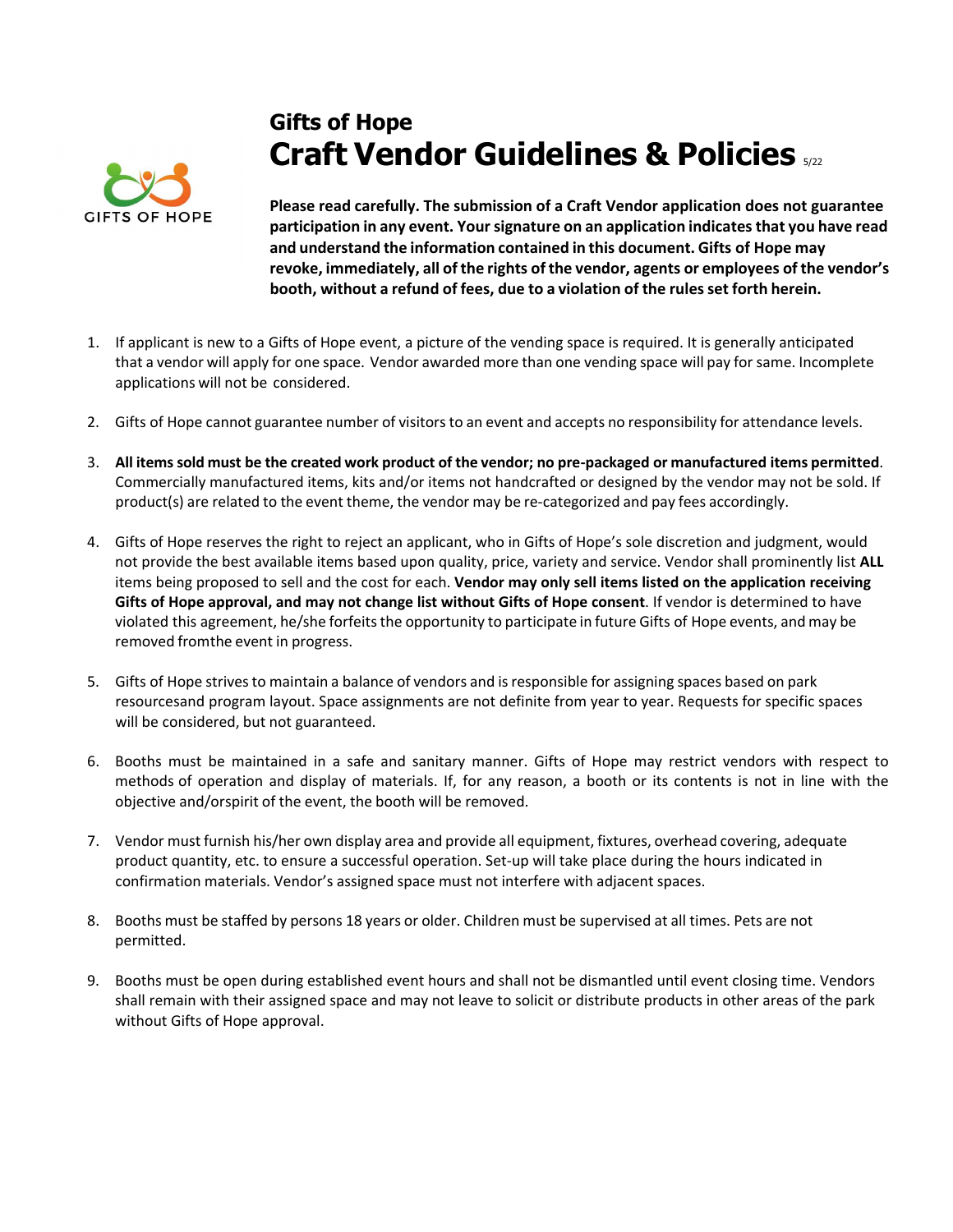# Gifts of Hope

## Craft Vendor Guidelines & Policies 5/22

**Please read carefully. The submission of a Craft Vendor application does not guarantee participation in any event. Your signature on an application indicates that you have read and understand the information contained in this document. Gifts of Hope may revoke, immediately, all of the rights of the vendor, agents or employees of the vendor's booth, without a refund of fees, due to a violation of the rules set forth herein.**

1. If applicant is new to a Gifts of Hope event, a picture of the vending space is required. It is generally anticipated that a vendor will apply for one space. Vendor awarded more than one vending space will pay for same. Incomplete applications will not be considered.

2. Gifts of Hope cannot guarantee number of visitors to an event and accepts no responsibility for attendance levels.

3. **All items sold must be the created work product of the vendor; no pre-packaged or manufactured items permitted**. Commercially manufactured items, kits and/or items not handcrafted or designed by the vendor may not be sold. If product(s) are related to the event theme, the vendor may be re-categorized and pay fees accordingly.

4. Gifts of Hope reserves the right to reject an applicant, who in Gifts of Hope's sole discretion and judgment, would not provide the best available items based upon quality, price, variety and service. Vendor shall prominently list **ALL** items being proposed to sell and the cost for each. **Vendor may only sell items listed on the application receiving Gifts of Hope approval, and may not change list without Gifts of Hope consent**. If vendor is determined to have violated this agreement, he/she forfeits the opportunity to participate in future Gifts of Hope events, and may be removed fromthe event in progress.

5. Gifts of Hope strives to maintain a balance of vendors and is responsible for assigning spaces based on park resourcesand program layout. Space assignments are not definite from year to year. Requests for specific spaces will be considered, but not guaranteed.

6. Booths must be maintained in a safe and sanitary manner. Gifts of Hope may restrict vendors with respect to methods of operation and display of materials. If, for any reason, a booth or its contents is not in line with the objective and/orspirit of the event, the booth will be removed.

7. Vendor must furnish his/her own display area and provide all equipment, fixtures, overhead covering, adequate product quantity, etc. to ensure a successful operation. Set-up will take place during the hours indicated in confirmation materials. Vendor's assigned space must not interfere with adjacent spaces.

8. Booths must be staffed by persons 18 years or older. Children must be supervised at all times. Pets are not permitted.

9. Booths must be open during established event hours and shall not be dismantled until event closing time. Vendors shall remain with their assigned space and may not leave to solicit or distribute products in other areas of the park without Gifts of Hope approval.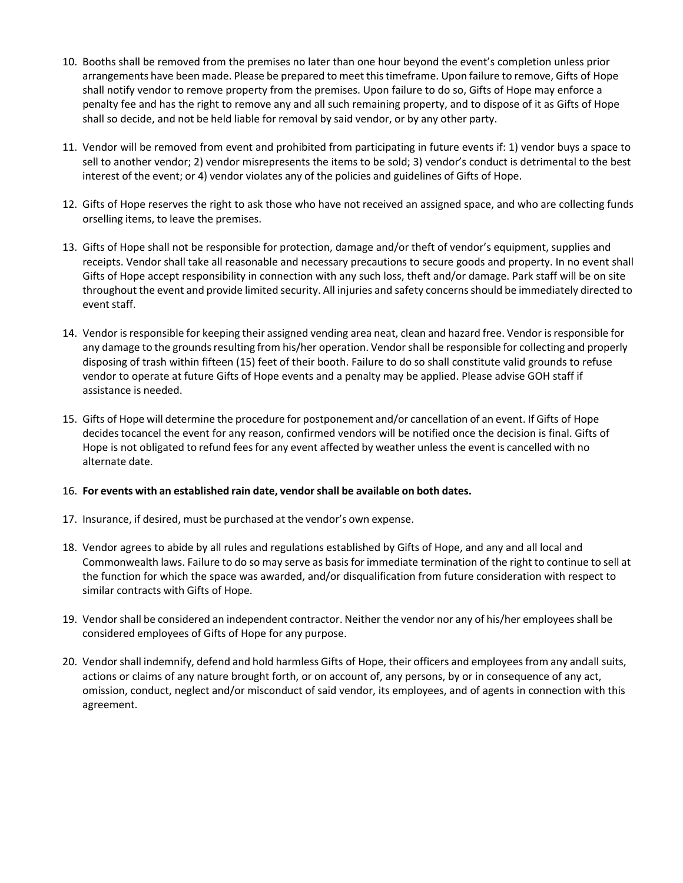10. Booths shall be removed from the premises no later than one hour beyond the event's completion unless prior arrangements have been made. Please be prepared to meet this timeframe. Upon failure to remove, Gifts of Hope shall notify vendor to remove property from the premises. Upon failure to do so, Gifts of Hope may enforce a penalty fee and has the right to remove any and all such remaining property, and to dispose of it as Gifts of Hope shall so decide, and not be held liable for removal by said vendor, or by any other party.

11. Vendor will be removed from event and prohibited from participating in future events if: 1) vendor buys a space to sell to another vendor; 2) vendor misrepresents the items to be sold; 3) vendor's conduct is detrimental to the best interest of the event; or 4) vendor violates any of the policies and guidelines of Gifts of Hope.

12. Gifts of Hope reserves the right to ask those who have not received an assigned space, and who are collecting funds orselling items, to leave the premises.

13. Gifts of Hope shall not be responsible for protection, damage and/or theft of vendor's equipment, supplies and receipts. Vendor shall take all reasonable and necessary precautions to secure goods and property. In no event shall Gifts of Hope accept responsibility in connection with any such loss, theft and/or damage. Park staff will be on site throughout the event and provide limited security. All injuries and safety concerns should be immediately directed to event staff.

14. Vendor is responsible for keeping their assigned vending area neat, clean and hazard free. Vendor is responsible for any damage to the grounds resulting from his/her operation. Vendor shall be responsible for collecting and properly disposing of trash within fifteen (15) feet of their booth. Failure to do so shall constitute valid grounds to refuse vendor to operate at future Gifts of Hope events and a penalty may be applied. Please advise GOH staff if assistance is needed.

15. Gifts of Hope will determine the procedure for postponement and/or cancellation of an event. If Gifts of Hope decides tocancel the event for any reason, confirmed vendors will be notified once the decision is final. Gifts of Hope is not obligated to refund fees for any event affected by weather unless the event is cancelled with no alternate date.

16. **For events with an established rain date, vendor shall be available on both dates.**

17. Insurance, if desired, must be purchased at the vendor's own expense.

18. Vendor agrees to abide by all rules and regulations established by Gifts of Hope, and any and all local and Commonwealth laws. Failure to do so may serve as basis for immediate termination of the right to continue to sell at the function for which the space was awarded, and/or disqualification from future consideration with respect to similar contracts with Gifts of Hope.

19. Vendor shall be considered an independent contractor. Neither the vendor nor any of his/her employees shall be considered employees of Gifts of Hope for any purpose.

20. Vendor shall indemnify, defend and hold harmless Gifts of Hope, their officers and employees from any andall suits, actions or claims of any nature brought forth, or on account of, any persons, by or in consequence of any act, omission, conduct, neglect and/or misconduct of said vendor, its employees, and of agents in connection with this agreement.